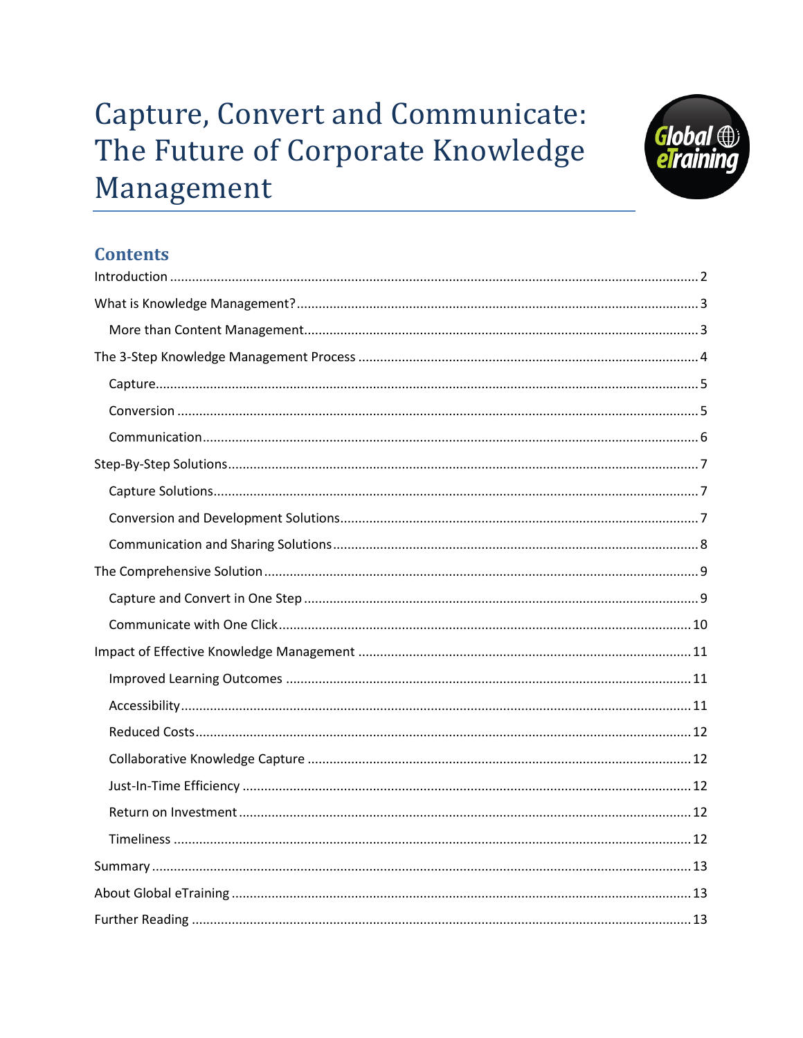# Capture, Convert and Communicate: The Future of Corporate Knowledge Management

## Contents

- Introduction ..... 2
- What is Knowledge Management? ..... 3
  - More than Content Management ..... 3
- The 3-Step Knowledge Management Process ..... 4
  - Capture ..... 5
  - Conversion ..... 5
  - Communication ..... 6
- Step-By-Step Solutions ..... 7
  - Capture Solutions ..... 7
  - Conversion and Development Solutions ..... 7
  - Communication and Sharing Solutions ..... 8
- The Comprehensive Solution ..... 9
  - Capture and Convert in One Step ..... 9
  - Communicate with One Click ..... 10
- Impact of Effective Knowledge Management ..... 11
  - Improved Learning Outcomes ..... 11
  - Accessibility ..... 11
  - Reduced Costs ..... 12
  - Collaborative Knowledge Capture ..... 12
  - Just-In-Time Efficiency ..... 12
  - Return on Investment ..... 12
  - Timeliness ..... 12
- Summary ..... 13
- About Global eTraining ..... 13
- Further Reading ..... 13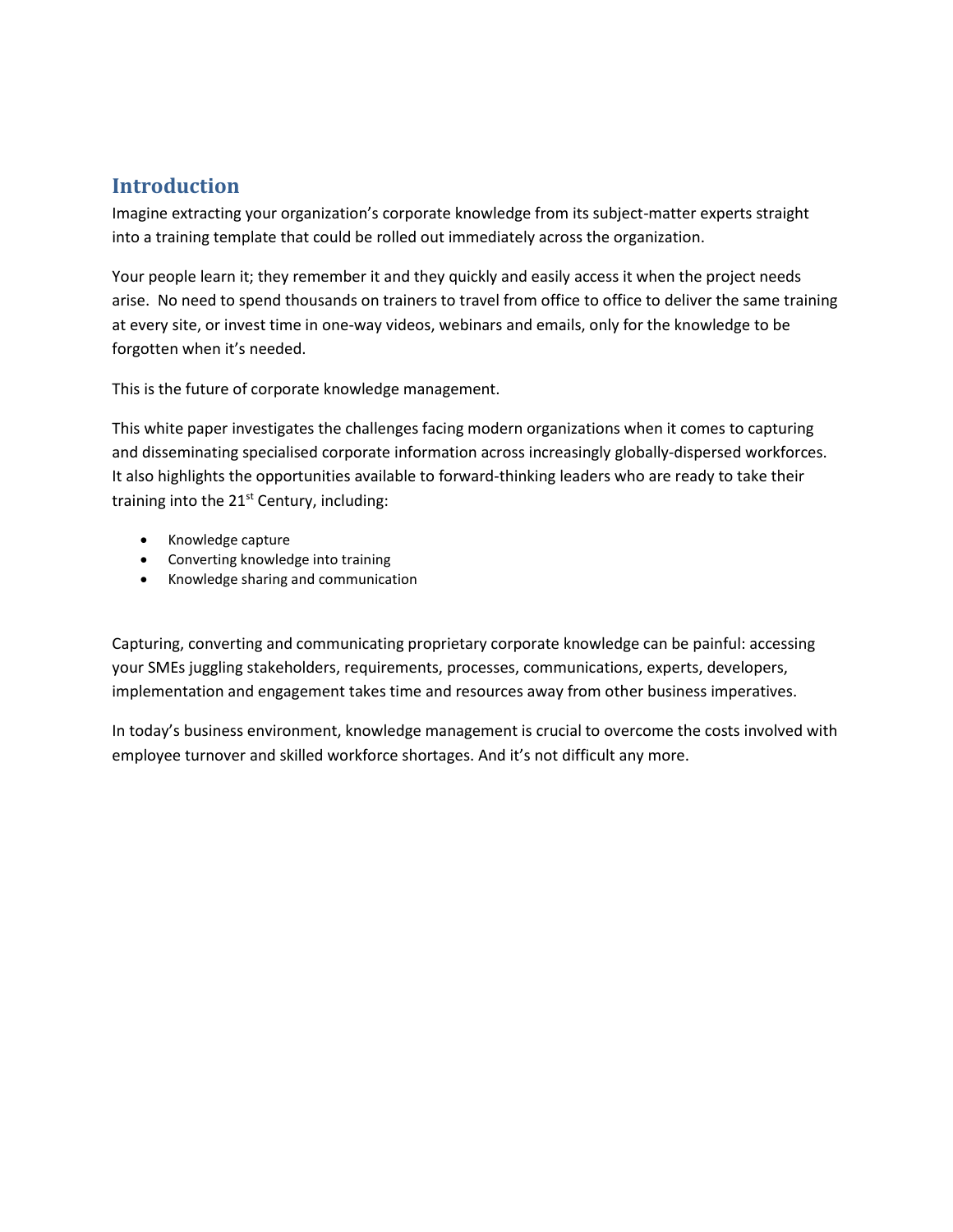## Introduction

Imagine extracting your organization's corporate knowledge from its subject-matter experts straight into a training template that could be rolled out immediately across the organization.

Your people learn it; they remember it and they quickly and easily access it when the project needs arise. No need to spend thousands on trainers to travel from office to office to deliver the same training at every site, or invest time in one-way videos, webinars and emails, only for the knowledge to be forgotten when it's needed.

This is the future of corporate knowledge management.

This white paper investigates the challenges facing modern organizations when it comes to capturing and disseminating specialised corporate information across increasingly globally-dispersed workforces. It also highlights the opportunities available to forward-thinking leaders who are ready to take their training into the 21st Century, including:

- Knowledge capture
- Converting knowledge into training
- Knowledge sharing and communication

Capturing, converting and communicating proprietary corporate knowledge can be painful: accessing your SMEs juggling stakeholders, requirements, processes, communications, experts, developers, implementation and engagement takes time and resources away from other business imperatives.

In today's business environment, knowledge management is crucial to overcome the costs involved with employee turnover and skilled workforce shortages. And it's not difficult any more.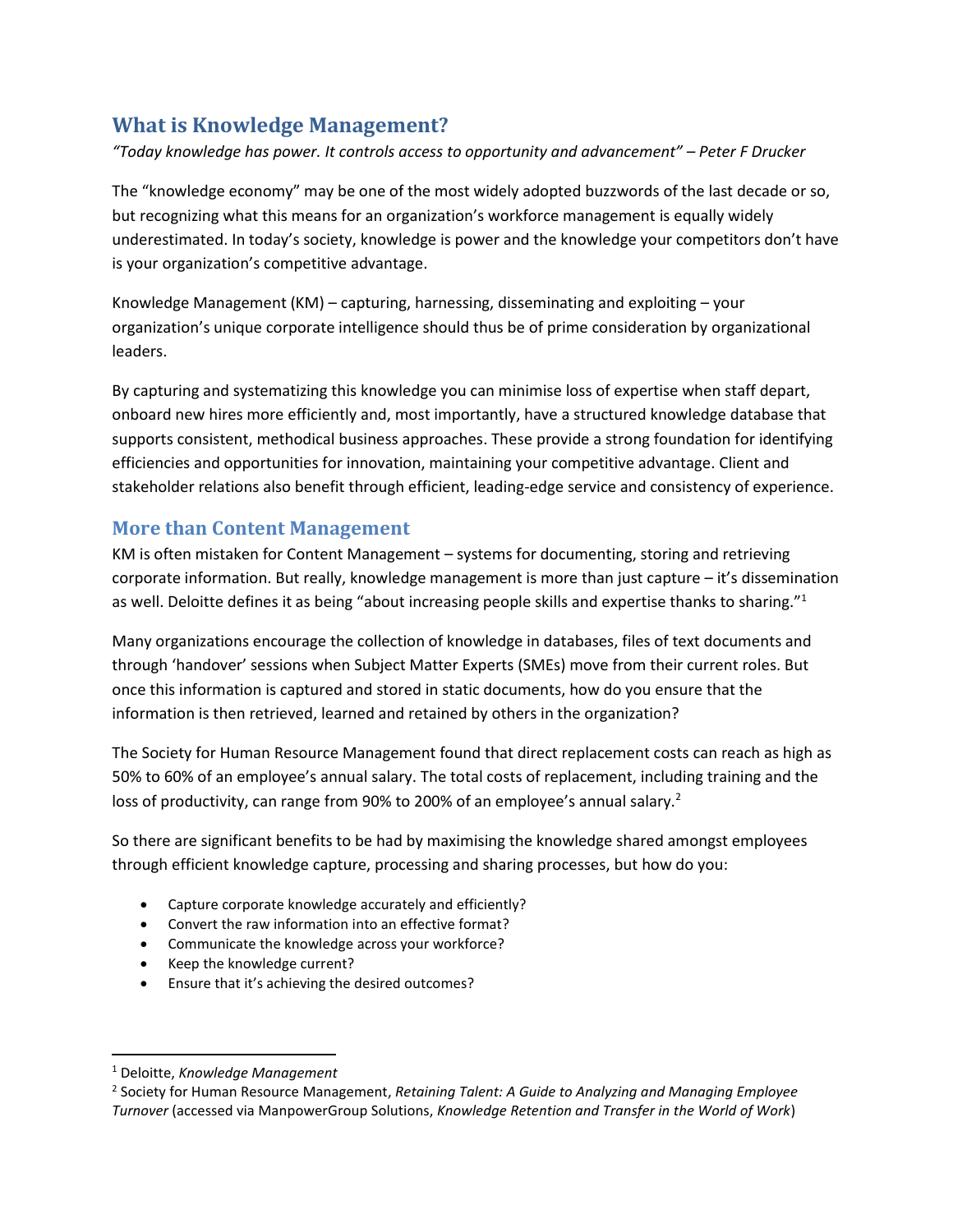# What is Knowledge Management?

*"Today knowledge has power. It controls access to opportunity and advancement" – Peter F Drucker*

The "knowledge economy" may be one of the most widely adopted buzzwords of the last decade or so, but recognizing what this means for an organization's workforce management is equally widely underestimated. In today's society, knowledge is power and the knowledge your competitors don't have is your organization's competitive advantage.

Knowledge Management (KM) – capturing, harnessing, disseminating and exploiting – your organization's unique corporate intelligence should thus be of prime consideration by organizational leaders.

By capturing and systematizing this knowledge you can minimise loss of expertise when staff depart, onboard new hires more efficiently and, most importantly, have a structured knowledge database that supports consistent, methodical business approaches. These provide a strong foundation for identifying efficiencies and opportunities for innovation, maintaining your competitive advantage. Client and stakeholder relations also benefit through efficient, leading-edge service and consistency of experience.

## More than Content Management

KM is often mistaken for Content Management – systems for documenting, storing and retrieving corporate information. But really, knowledge management is more than just capture – it's dissemination as well. Deloitte defines it as being "about increasing people skills and expertise thanks to sharing."[1]

Many organizations encourage the collection of knowledge in databases, files of text documents and through 'handover' sessions when Subject Matter Experts (SMEs) move from their current roles. But once this information is captured and stored in static documents, how do you ensure that the information is then retrieved, learned and retained by others in the organization?

The Society for Human Resource Management found that direct replacement costs can reach as high as 50% to 60% of an employee's annual salary. The total costs of replacement, including training and the loss of productivity, can range from 90% to 200% of an employee's annual salary.[2]

So there are significant benefits to be had by maximising the knowledge shared amongst employees through efficient knowledge capture, processing and sharing processes, but how do you:

- Capture corporate knowledge accurately and efficiently?
- Convert the raw information into an effective format?
- Communicate the knowledge across your workforce?
- Keep the knowledge current?
- Ensure that it's achieving the desired outcomes?

---

[1] Deloitte, *Knowledge Management*

[2] Society for Human Resource Management, *Retaining Talent: A Guide to Analyzing and Managing Employee Turnover* (accessed via ManpowerGroup Solutions, *Knowledge Retention and Transfer in the World of Work*)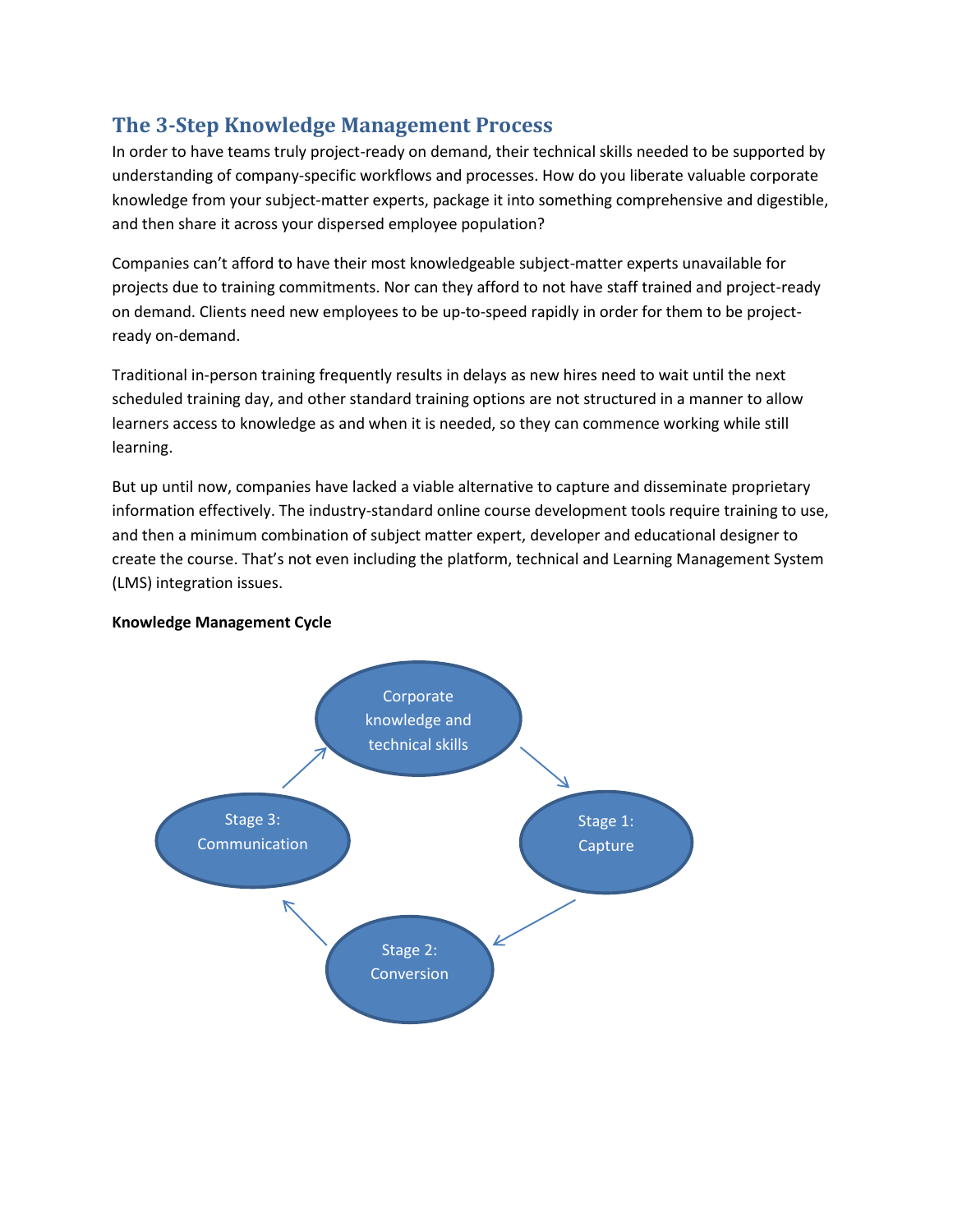## The 3-Step Knowledge Management Process

In order to have teams truly project-ready on demand, their technical skills needed to be supported by understanding of company-specific workflows and processes. How do you liberate valuable corporate knowledge from your subject-matter experts, package it into something comprehensive and digestible, and then share it across your dispersed employee population?

Companies can't afford to have their most knowledgeable subject-matter experts unavailable for projects due to training commitments. Nor can they afford to not have staff trained and project-ready on demand. Clients need new employees to be up-to-speed rapidly in order for them to be project-ready on-demand.

Traditional in-person training frequently results in delays as new hires need to wait until the next scheduled training day, and other standard training options are not structured in a manner to allow learners access to knowledge as and when it is needed, so they can commence working while still learning.

But up until now, companies have lacked a viable alternative to capture and disseminate proprietary information effectively. The industry-standard online course development tools require training to use, and then a minimum combination of subject matter expert, developer and educational designer to create the course. That's not even including the platform, technical and Learning Management System (LMS) integration issues.

**Knowledge Management Cycle**

Corporate knowledge and technical skills → Stage 1: Capture → Stage 2: Conversion → Stage 3: Communication → Corporate knowledge and technical skills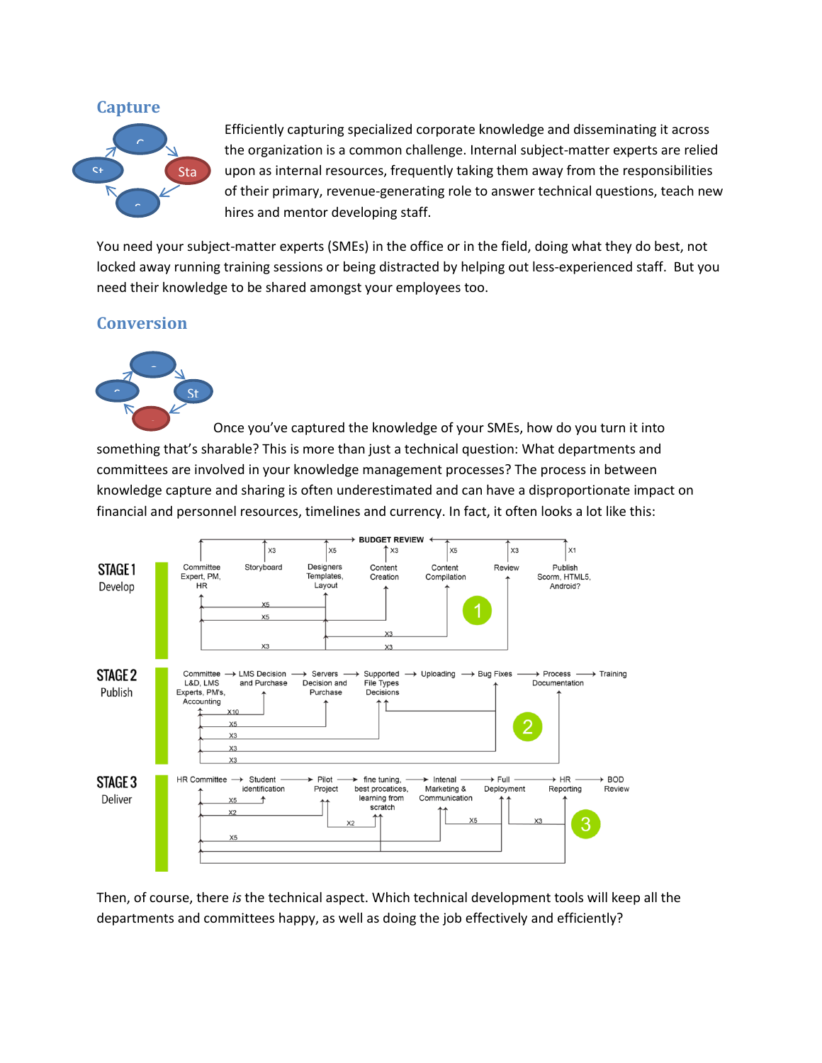## Capture

Efficiently capturing specialized corporate knowledge and disseminating it across the organization is a common challenge. Internal subject-matter experts are relied upon as internal resources, frequently taking them away from the responsibilities of their primary, revenue-generating role to answer technical questions, teach new hires and mentor developing staff.

You need your subject-matter experts (SMEs) in the office or in the field, doing what they do best, not locked away running training sessions or being distracted by helping out less-experienced staff. But you need their knowledge to be shared amongst your employees too.

## Conversion

Once you've captured the knowledge of your SMEs, how do you turn it into something that's sharable? This is more than just a technical question: What departments and committees are involved in your knowledge management processes? The process in between knowledge capture and sharing is often underestimated and can have a disproportionate impact on financial and personnel resources, timelines and currency. In fact, it often looks a lot like this:

**STAGE 1** Develop: Committee Expert, PM, HR → Storyboard (X3) → Designers Templates, Layout (X5) → Content Creation (X3) → Content Compilation (X5) → Review (X3) → Publish Scorm, HTML5, Android? (X1) — BUDGET REVIEW

**STAGE 2** Publish: Committee L&D, LMS Experts, PM's, Accounting → LMS Decision and Purchase → Servers Decision and Purchase → Supported File Types Decisions → Uploading → Bug Fixes → Process Documentation → Training

**STAGE 3** Deliver: HR Committee → Student identification → Pilot Project → fine tuning, best procatices, learning from scratch → Intenal Marketing & Communication → Full Deployment → HR Reporting → BOD Review

Then, of course, there *is* the technical aspect. Which technical development tools will keep all the departments and committees happy, as well as doing the job effectively and efficiently?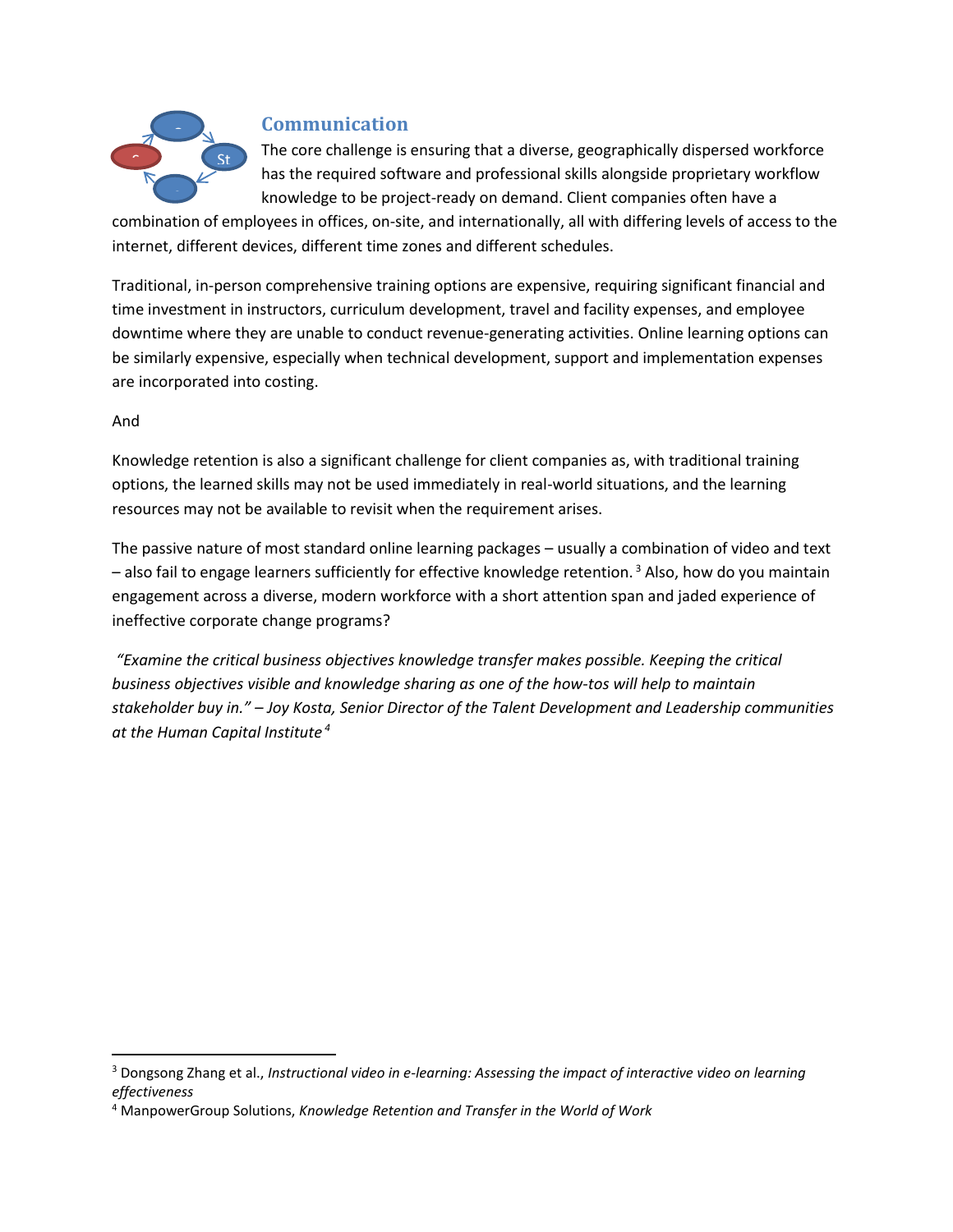## Communication

The core challenge is ensuring that a diverse, geographically dispersed workforce has the required software and professional skills alongside proprietary workflow knowledge to be project-ready on demand. Client companies often have a combination of employees in offices, on-site, and internationally, all with differing levels of access to the internet, different devices, different time zones and different schedules.

Traditional, in-person comprehensive training options are expensive, requiring significant financial and time investment in instructors, curriculum development, travel and facility expenses, and employee downtime where they are unable to conduct revenue-generating activities. Online learning options can be similarly expensive, especially when technical development, support and implementation expenses are incorporated into costing.

And

Knowledge retention is also a significant challenge for client companies as, with traditional training options, the learned skills may not be used immediately in real-world situations, and the learning resources may not be available to revisit when the requirement arises.

The passive nature of most standard online learning packages – usually a combination of video and text – also fail to engage learners sufficiently for effective knowledge retention. [3] Also, how do you maintain engagement across a diverse, modern workforce with a short attention span and jaded experience of ineffective corporate change programs?

*"Examine the critical business objectives knowledge transfer makes possible. Keeping the critical business objectives visible and knowledge sharing as one of the how-tos will help to maintain stakeholder buy in." – Joy Kosta, Senior Director of the Talent Development and Leadership communities at the Human Capital Institute* [4]

---

[3] Dongsong Zhang et al., *Instructional video in e-learning: Assessing the impact of interactive video on learning effectiveness*

[4] ManpowerGroup Solutions, *Knowledge Retention and Transfer in the World of Work*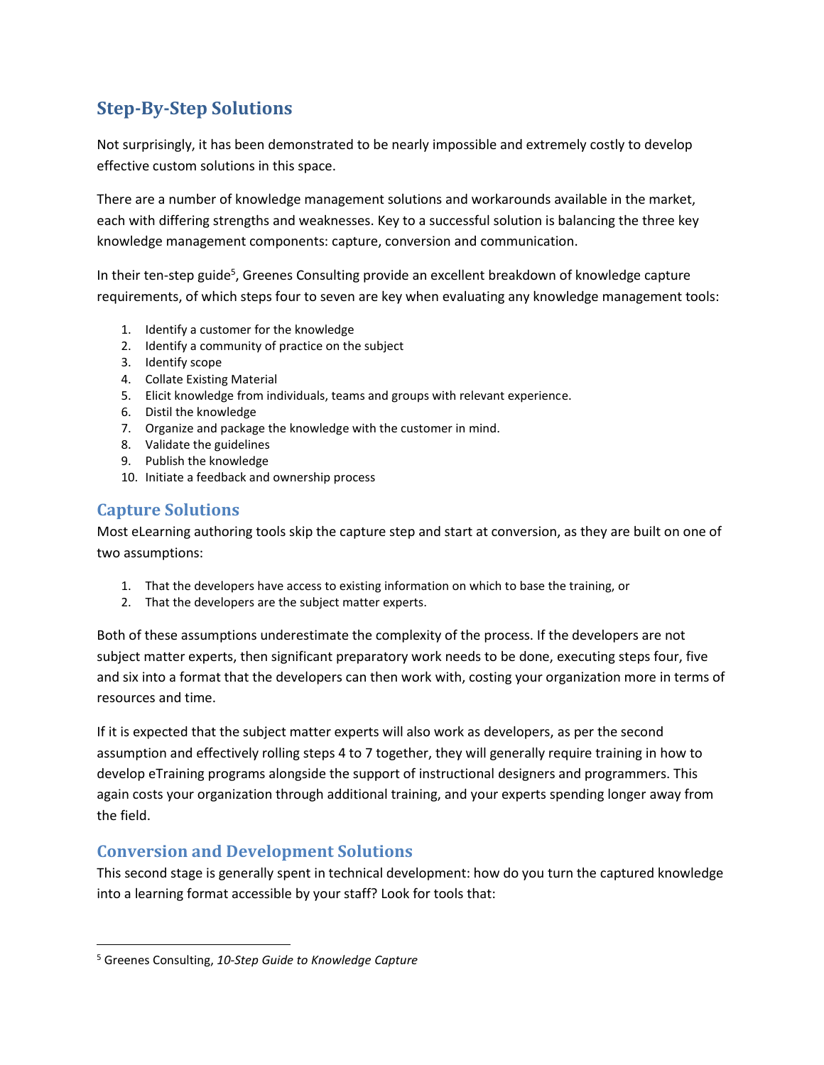## Step-By-Step Solutions

Not surprisingly, it has been demonstrated to be nearly impossible and extremely costly to develop effective custom solutions in this space.

There are a number of knowledge management solutions and workarounds available in the market, each with differing strengths and weaknesses. Key to a successful solution is balancing the three key knowledge management components: capture, conversion and communication.

In their ten-step guide[5], Greenes Consulting provide an excellent breakdown of knowledge capture requirements, of which steps four to seven are key when evaluating any knowledge management tools:

1. Identify a customer for the knowledge
2. Identify a community of practice on the subject
3. Identify scope
4. Collate Existing Material
5. Elicit knowledge from individuals, teams and groups with relevant experience.
6. Distil the knowledge
7. Organize and package the knowledge with the customer in mind.
8. Validate the guidelines
9. Publish the knowledge
10. Initiate a feedback and ownership process

### Capture Solutions

Most eLearning authoring tools skip the capture step and start at conversion, as they are built on one of two assumptions:

1. That the developers have access to existing information on which to base the training, or
2. That the developers are the subject matter experts.

Both of these assumptions underestimate the complexity of the process. If the developers are not subject matter experts, then significant preparatory work needs to be done, executing steps four, five and six into a format that the developers can then work with, costing your organization more in terms of resources and time.

If it is expected that the subject matter experts will also work as developers, as per the second assumption and effectively rolling steps 4 to 7 together, they will generally require training in how to develop eTraining programs alongside the support of instructional designers and programmers. This again costs your organization through additional training, and your experts spending longer away from the field.

### Conversion and Development Solutions

This second stage is generally spent in technical development: how do you turn the captured knowledge into a learning format accessible by your staff? Look for tools that:

---

[5] Greenes Consulting, *10-Step Guide to Knowledge Capture*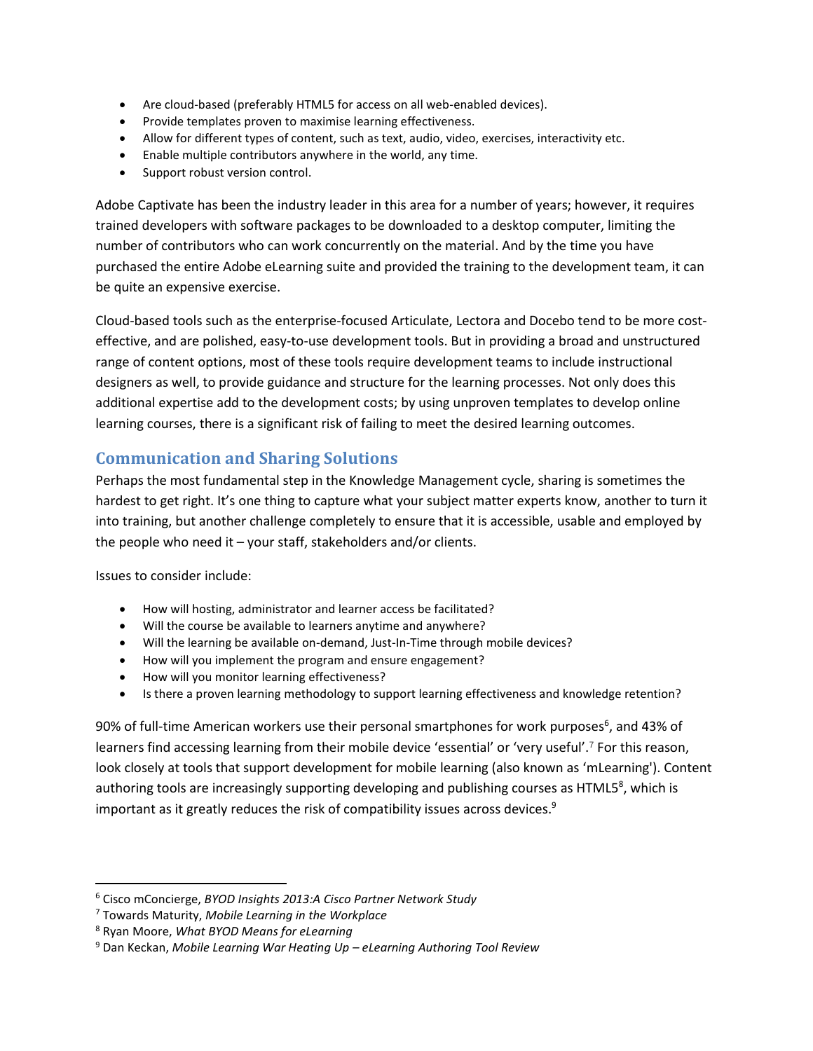- Are cloud-based (preferably HTML5 for access on all web-enabled devices).
- Provide templates proven to maximise learning effectiveness.
- Allow for different types of content, such as text, audio, video, exercises, interactivity etc.
- Enable multiple contributors anywhere in the world, any time.
- Support robust version control.

Adobe Captivate has been the industry leader in this area for a number of years; however, it requires trained developers with software packages to be downloaded to a desktop computer, limiting the number of contributors who can work concurrently on the material. And by the time you have purchased the entire Adobe eLearning suite and provided the training to the development team, it can be quite an expensive exercise.

Cloud-based tools such as the enterprise-focused Articulate, Lectora and Docebo tend to be more cost-effective, and are polished, easy-to-use development tools. But in providing a broad and unstructured range of content options, most of these tools require development teams to include instructional designers as well, to provide guidance and structure for the learning processes. Not only does this additional expertise add to the development costs; by using unproven templates to develop online learning courses, there is a significant risk of failing to meet the desired learning outcomes.

## Communication and Sharing Solutions

Perhaps the most fundamental step in the Knowledge Management cycle, sharing is sometimes the hardest to get right. It's one thing to capture what your subject matter experts know, another to turn it into training, but another challenge completely to ensure that it is accessible, usable and employed by the people who need it – your staff, stakeholders and/or clients.

Issues to consider include:

- How will hosting, administrator and learner access be facilitated?
- Will the course be available to learners anytime and anywhere?
- Will the learning be available on-demand, Just-In-Time through mobile devices?
- How will you implement the program and ensure engagement?
- How will you monitor learning effectiveness?
- Is there a proven learning methodology to support learning effectiveness and knowledge retention?

90% of full-time American workers use their personal smartphones for work purposes[6], and 43% of learners find accessing learning from their mobile device 'essential' or 'very useful'.[7] For this reason, look closely at tools that support development for mobile learning (also known as 'mLearning'). Content authoring tools are increasingly supporting developing and publishing courses as HTML5[8], which is important as it greatly reduces the risk of compatibility issues across devices.[9]

---

[6] Cisco mConcierge, *BYOD Insights 2013:A Cisco Partner Network Study*

[7] Towards Maturity, *Mobile Learning in the Workplace*

[8] Ryan Moore, *What BYOD Means for eLearning*

[9] Dan Keckan, *Mobile Learning War Heating Up – eLearning Authoring Tool Review*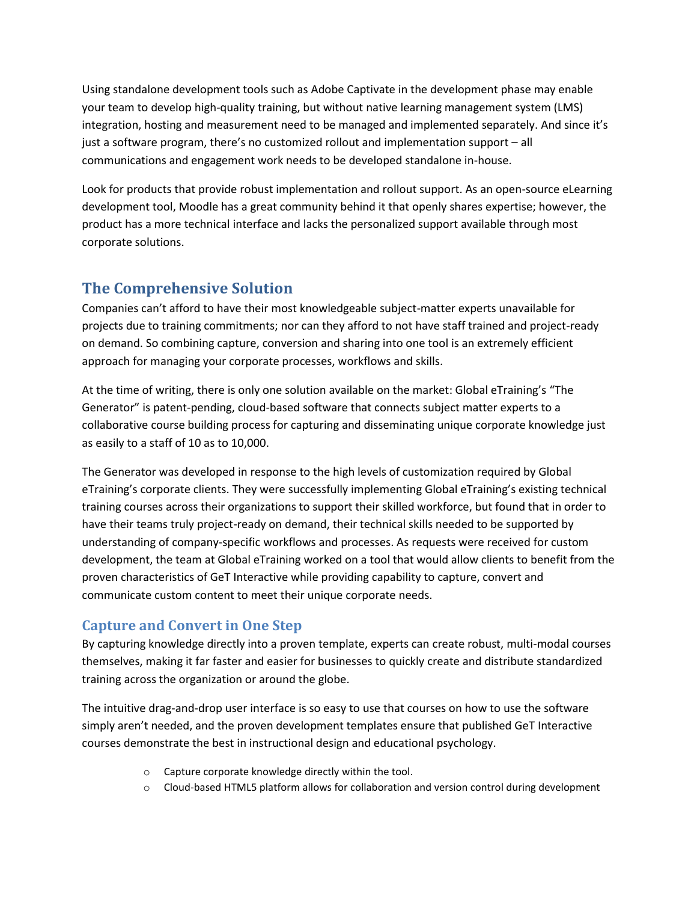Using standalone development tools such as Adobe Captivate in the development phase may enable your team to develop high-quality training, but without native learning management system (LMS) integration, hosting and measurement need to be managed and implemented separately. And since it's just a software program, there's no customized rollout and implementation support – all communications and engagement work needs to be developed standalone in-house.

Look for products that provide robust implementation and rollout support. As an open-source eLearning development tool, Moodle has a great community behind it that openly shares expertise; however, the product has a more technical interface and lacks the personalized support available through most corporate solutions.

## The Comprehensive Solution

Companies can't afford to have their most knowledgeable subject-matter experts unavailable for projects due to training commitments; nor can they afford to not have staff trained and project-ready on demand. So combining capture, conversion and sharing into one tool is an extremely efficient approach for managing your corporate processes, workflows and skills.

At the time of writing, there is only one solution available on the market: Global eTraining's "The Generator" is patent-pending, cloud-based software that connects subject matter experts to a collaborative course building process for capturing and disseminating unique corporate knowledge just as easily to a staff of 10 as to 10,000.

The Generator was developed in response to the high levels of customization required by Global eTraining's corporate clients. They were successfully implementing Global eTraining's existing technical training courses across their organizations to support their skilled workforce, but found that in order to have their teams truly project-ready on demand, their technical skills needed to be supported by understanding of company-specific workflows and processes. As requests were received for custom development, the team at Global eTraining worked on a tool that would allow clients to benefit from the proven characteristics of GeT Interactive while providing capability to capture, convert and communicate custom content to meet their unique corporate needs.

### Capture and Convert in One Step

By capturing knowledge directly into a proven template, experts can create robust, multi-modal courses themselves, making it far faster and easier for businesses to quickly create and distribute standardized training across the organization or around the globe.

The intuitive drag-and-drop user interface is so easy to use that courses on how to use the software simply aren't needed, and the proven development templates ensure that published GeT Interactive courses demonstrate the best in instructional design and educational psychology.

- Capture corporate knowledge directly within the tool.
- Cloud-based HTML5 platform allows for collaboration and version control during development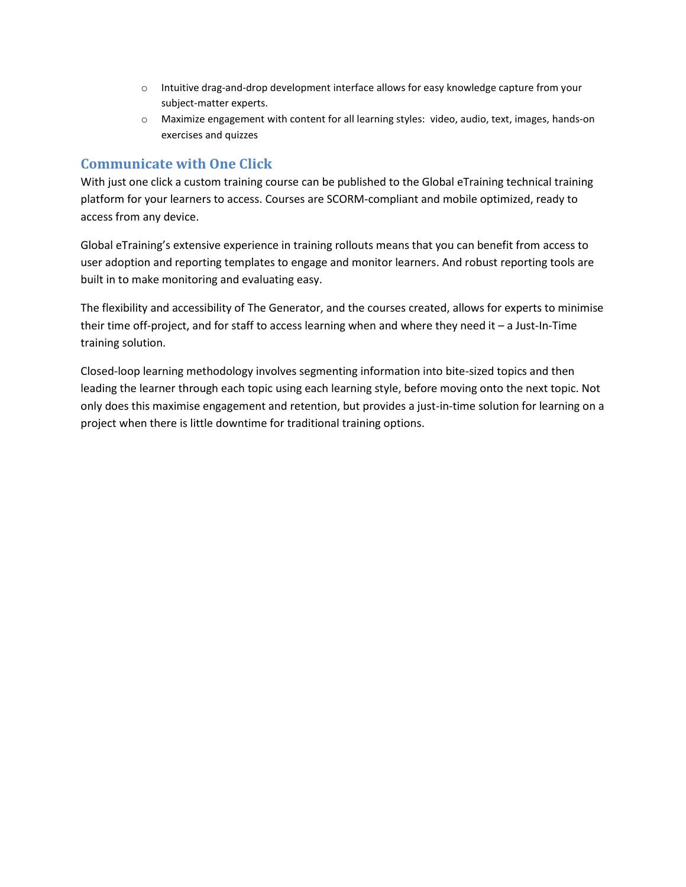- Intuitive drag-and-drop development interface allows for easy knowledge capture from your subject-matter experts.
- Maximize engagement with content for all learning styles: video, audio, text, images, hands-on exercises and quizzes

## Communicate with One Click

With just one click a custom training course can be published to the Global eTraining technical training platform for your learners to access. Courses are SCORM-compliant and mobile optimized, ready to access from any device.

Global eTraining's extensive experience in training rollouts means that you can benefit from access to user adoption and reporting templates to engage and monitor learners. And robust reporting tools are built in to make monitoring and evaluating easy.

The flexibility and accessibility of The Generator, and the courses created, allows for experts to minimise their time off-project, and for staff to access learning when and where they need it – a Just-In-Time training solution.

Closed-loop learning methodology involves segmenting information into bite-sized topics and then leading the learner through each topic using each learning style, before moving onto the next topic. Not only does this maximise engagement and retention, but provides a just-in-time solution for learning on a project when there is little downtime for traditional training options.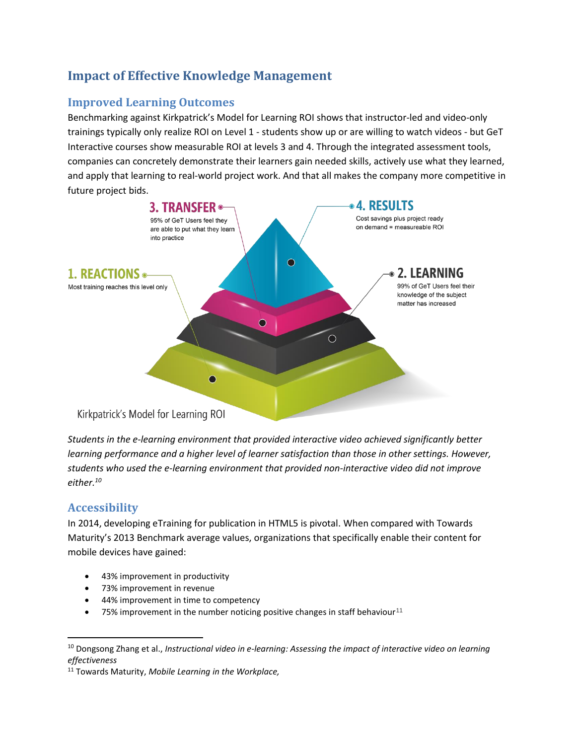## Impact of Effective Knowledge Management

### Improved Learning Outcomes

Benchmarking against Kirkpatrick's Model for Learning ROI shows that instructor-led and video-only trainings typically only realize ROI on Level 1 - students show up or are willing to watch videos - but GeT Interactive courses show measurable ROI at levels 3 and 4. Through the integrated assessment tools, companies can concretely demonstrate their learners gain needed skills, actively use what they learned, and apply that learning to real-world project work. And that all makes the company more competitive in future project bids.

**3. TRANSFER**
95% of GeT Users feel they are able to put what they learn into practice

**4. RESULTS**
Cost savings plus project ready on demand = measureable ROI

**1. REACTIONS**
Most training reaches this level only

**2. LEARNING**
99% of GeT Users feel their knowledge of the subject matter has increased

Kirkpatrick's Model for Learning ROI

*Students in the e-learning environment that provided interactive video achieved significantly better learning performance and a higher level of learner satisfaction than those in other settings. However, students who used the e-learning environment that provided non-interactive video did not improve either.*[10]

### Accessibility

In 2014, developing eTraining for publication in HTML5 is pivotal. When compared with Towards Maturity's 2013 Benchmark average values, organizations that specifically enable their content for mobile devices have gained:

- 43% improvement in productivity
- 73% improvement in revenue
- 44% improvement in time to competency
- 75% improvement in the number noticing positive changes in staff behaviour[11]

---

[10] Dongsong Zhang et al., *Instructional video in e-learning: Assessing the impact of interactive video on learning effectiveness*

[11] Towards Maturity, *Mobile Learning in the Workplace,*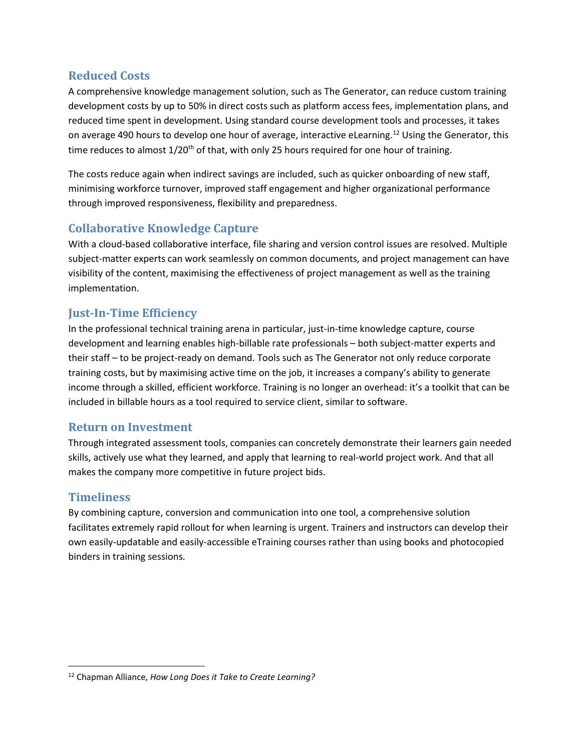## Reduced Costs

A comprehensive knowledge management solution, such as The Generator, can reduce custom training development costs by up to 50% in direct costs such as platform access fees, implementation plans, and reduced time spent in development. Using standard course development tools and processes, it takes on average 490 hours to develop one hour of average, interactive eLearning.[12] Using the Generator, this time reduces to almost 1/20th of that, with only 25 hours required for one hour of training.

The costs reduce again when indirect savings are included, such as quicker onboarding of new staff, minimising workforce turnover, improved staff engagement and higher organizational performance through improved responsiveness, flexibility and preparedness.

## Collaborative Knowledge Capture

With a cloud-based collaborative interface, file sharing and version control issues are resolved. Multiple subject-matter experts can work seamlessly on common documents, and project management can have visibility of the content, maximising the effectiveness of project management as well as the training implementation.

## Just-In-Time Efficiency

In the professional technical training arena in particular, just-in-time knowledge capture, course development and learning enables high-billable rate professionals – both subject-matter experts and their staff – to be project-ready on demand. Tools such as The Generator not only reduce corporate training costs, but by maximising active time on the job, it increases a company's ability to generate income through a skilled, efficient workforce. Training is no longer an overhead: it's a toolkit that can be included in billable hours as a tool required to service client, similar to software.

## Return on Investment

Through integrated assessment tools, companies can concretely demonstrate their learners gain needed skills, actively use what they learned, and apply that learning to real-world project work. And that all makes the company more competitive in future project bids.

## Timeliness

By combining capture, conversion and communication into one tool, a comprehensive solution facilitates extremely rapid rollout for when learning is urgent. Trainers and instructors can develop their own easily-updatable and easily-accessible eTraining courses rather than using books and photocopied binders in training sessions.

---

[12] Chapman Alliance, *How Long Does it Take to Create Learning?*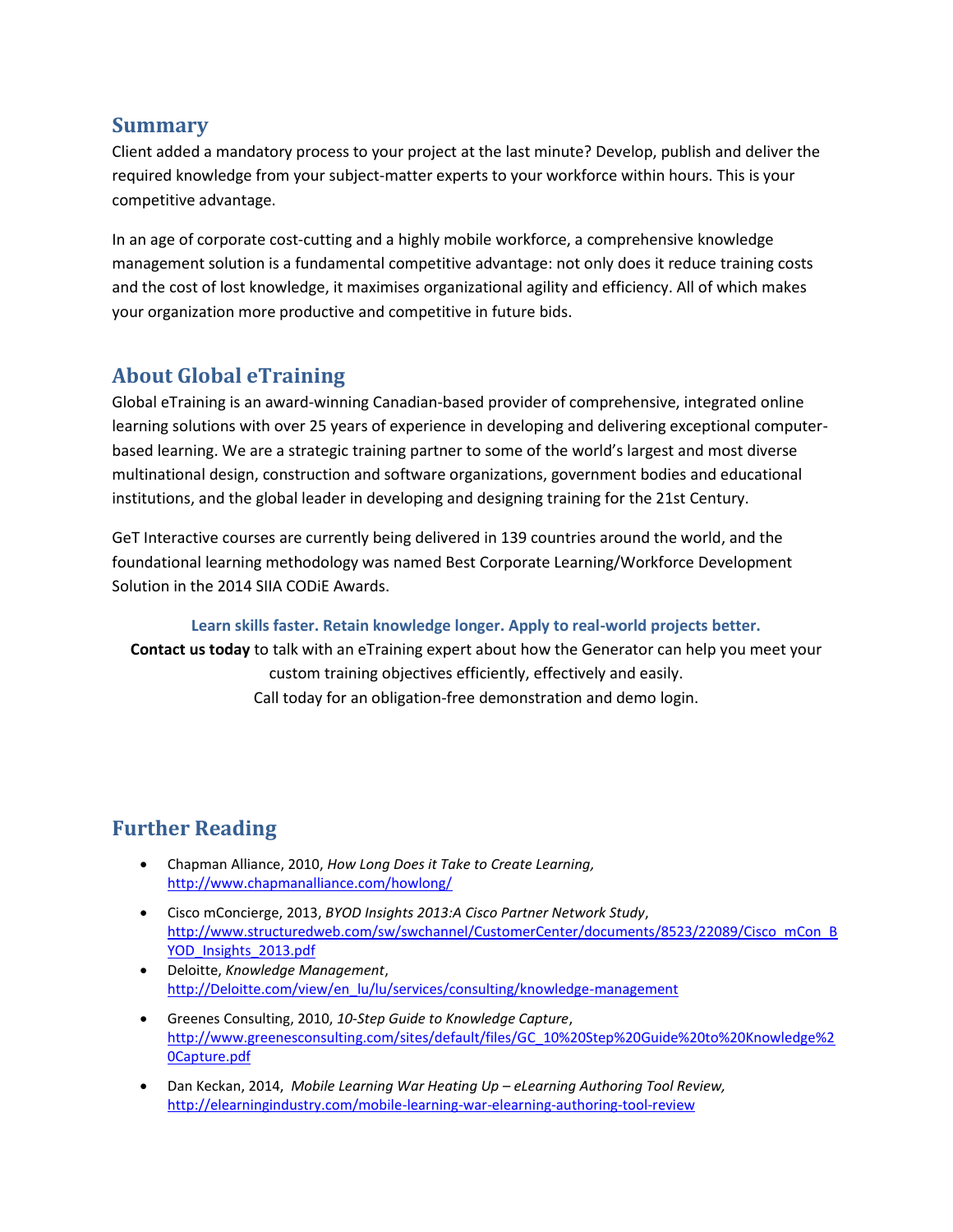## Summary

Client added a mandatory process to your project at the last minute? Develop, publish and deliver the required knowledge from your subject-matter experts to your workforce within hours. This is your competitive advantage.

In an age of corporate cost-cutting and a highly mobile workforce, a comprehensive knowledge management solution is a fundamental competitive advantage: not only does it reduce training costs and the cost of lost knowledge, it maximises organizational agility and efficiency. All of which makes your organization more productive and competitive in future bids.

## About Global eTraining

Global eTraining is an award-winning Canadian-based provider of comprehensive, integrated online learning solutions with over 25 years of experience in developing and delivering exceptional computer-based learning. We are a strategic training partner to some of the world's largest and most diverse multinational design, construction and software organizations, government bodies and educational institutions, and the global leader in developing and designing training for the 21st Century.

GeT Interactive courses are currently being delivered in 139 countries around the world, and the foundational learning methodology was named Best Corporate Learning/Workforce Development Solution in the 2014 SIIA CODiE Awards.

**Learn skills faster. Retain knowledge longer. Apply to real-world projects better.**

**Contact us today** to talk with an eTraining expert about how the Generator can help you meet your custom training objectives efficiently, effectively and easily.
Call today for an obligation-free demonstration and demo login.

## Further Reading

- Chapman Alliance, 2010, *How Long Does it Take to Create Learning,* http://www.chapmanalliance.com/howlong/
- Cisco mConcierge, 2013, *BYOD Insights 2013:A Cisco Partner Network Study*, http://www.structuredweb.com/sw/swchannel/CustomerCenter/documents/8523/22089/Cisco_mCon_BYOD_Insights_2013.pdf
- Deloitte, *Knowledge Management*, http://Deloitte.com/view/en_lu/lu/services/consulting/knowledge-management
- Greenes Consulting, 2010, *10-Step Guide to Knowledge Capture*, http://www.greenesconsulting.com/sites/default/files/GC_10%20Step%20Guide%20to%20Knowledge%20Capture.pdf
- Dan Keckan, 2014, *Mobile Learning War Heating Up – eLearning Authoring Tool Review,* http://elearningindustry.com/mobile-learning-war-elearning-authoring-tool-review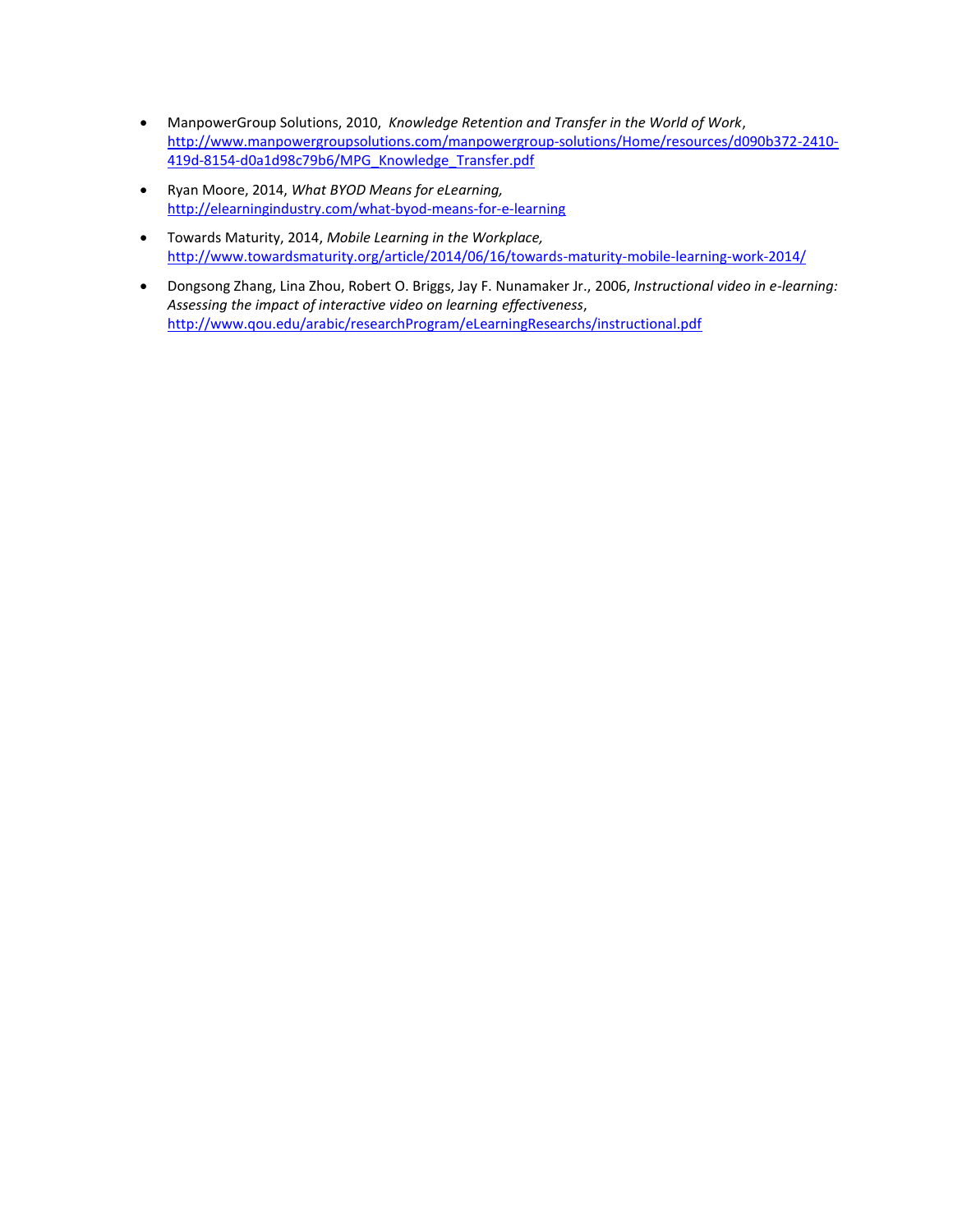- ManpowerGroup Solutions, 2010, *Knowledge Retention and Transfer in the World of Work*, http://www.manpowergroupsolutions.com/manpowergroup-solutions/Home/resources/d090b372-2410-419d-8154-d0a1d98c79b6/MPG_Knowledge_Transfer.pdf
- Ryan Moore, 2014, *What BYOD Means for eLearning,* http://elearningindustry.com/what-byod-means-for-e-learning
- Towards Maturity, 2014, *Mobile Learning in the Workplace,* http://www.towardsmaturity.org/article/2014/06/16/towards-maturity-mobile-learning-work-2014/
- Dongsong Zhang, Lina Zhou, Robert O. Briggs, Jay F. Nunamaker Jr., 2006, *Instructional video in e-learning: Assessing the impact of interactive video on learning effectiveness*, http://www.qou.edu/arabic/researchProgram/eLearningResearchs/instructional.pdf